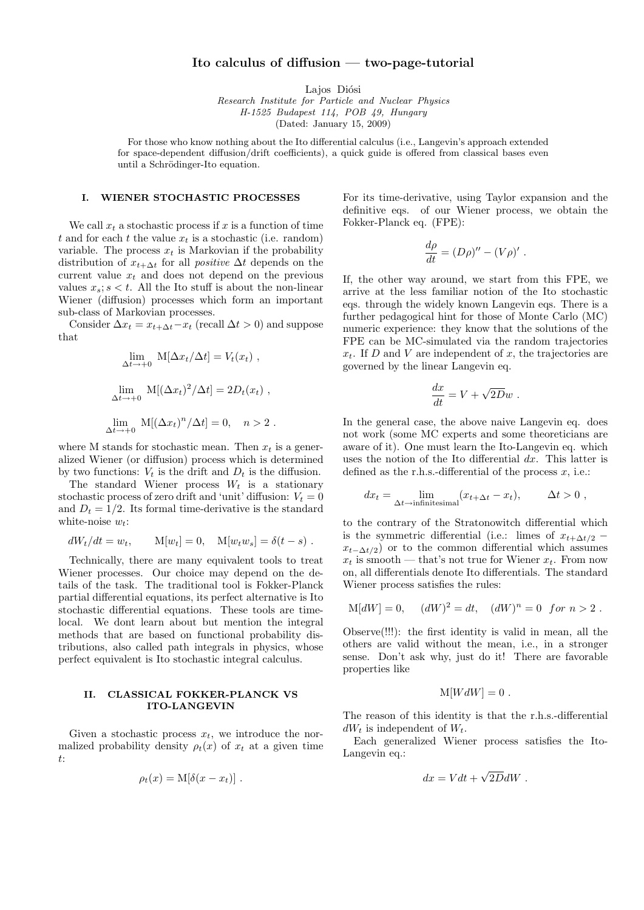# Ito calculus of diffusion — two-page-tutorial

Lajos Diósi

*Research Institute for Particle and Nuclear Physics*
*H-1525 Budapest 114, POB 49, Hungary*
(Dated: January 15, 2009)

For those who know nothing about the Ito differential calculus (i.e., Langevin's approach extended for space-dependent diffusion/drift coefficients), a quick guide is offered from classical bases even until a Schrödinger-Ito equation.

## I. WIENER STOCHASTIC PROCESSES

We call $x_t$ a stochastic process if $x$ is a function of time $t$ and for each $t$ the value $x_t$ is a stochastic (i.e. random) variable. The process $x_t$ is Markovian if the probability distribution of $x_{t+\Delta t}$ for all *positive* $\Delta t$ depends on the current value $x_t$ and does not depend on the previous values $x_s; s < t$. All the Ito stuff is about the non-linear Wiener (diffusion) processes which form an important sub-class of Markovian processes.

Consider $\Delta x_t = x_{t+\Delta t} - x_t$ (recall $\Delta t > 0$) and suppose that

$$\lim_{\Delta t \to +0} \mathrm{M}[\Delta x_t / \Delta t] = V_t(x_t) \ ,$$

$$\lim_{\Delta t \to +0} \mathrm{M}[(\Delta x_t)^2 / \Delta t] = 2D_t(x_t) \ ,$$

$$\lim_{\Delta t \to +0} \mathrm{M}[(\Delta x_t)^n / \Delta t] = 0, \quad n > 2 \ .$$

where M stands for stochastic mean. Then $x_t$ is a generalized Wiener (or diffusion) process which is determined by two functions: $V_t$ is the drift and $D_t$ is the diffusion.

The standard Wiener process $W_t$ is a stationary stochastic process of zero drift and 'unit' diffusion: $V_t = 0$ and $D_t = 1/2$. Its formal time-derivative is the standard white-noise $w_t$:

$$dW_t/dt = w_t, \qquad \mathrm{M}[w_t] = 0, \quad \mathrm{M}[w_t w_s] = \delta(t-s) \ .$$

Technically, there are many equivalent tools to treat Wiener processes. Our choice may depend on the details of the task. The traditional tool is Fokker-Planck partial differential equations, its perfect alternative is Ito stochastic differential equations. These tools are time-local. We dont learn about but mention the integral methods that are based on functional probability distributions, also called path integrals in physics, whose perfect equivalent is Ito stochastic integral calculus.

## II. CLASSICAL FOKKER-PLANCK VS ITO-LANGEVIN

Given a stochastic process $x_t$, we introduce the normalized probability density $\rho_t(x)$ of $x_t$ at a given time $t$:

$$\rho_t(x) = \mathrm{M}[\delta(x - x_t)] \ .$$

For its time-derivative, using Taylor expansion and the definitive eqs. of our Wiener process, we obtain the Fokker-Planck eq. (FPE):

$$\frac{d\rho}{dt} = (D\rho)'' - (V\rho)' \ .$$

If, the other way around, we start from this FPE, we arrive at the less familiar notion of the Ito stochastic eqs. through the widely known Langevin eqs. There is a further pedagogical hint for those of Monte Carlo (MC) numeric experience: they know that the solutions of the FPE can be MC-simulated via the random trajectories $x_t$. If $D$ and $V$ are independent of $x$, the trajectories are governed by the linear Langevin eq.

$$\frac{dx}{dt} = V + \sqrt{2D}w \ .$$

In the general case, the above naive Langevin eq. does not work (some MC experts and some theoreticians are aware of it). One must learn the Ito-Langevin eq. which uses the notion of the Ito differential $dx$. This latter is defined as the r.h.s.-differential of the process $x$, i.e.:

$$dx_t = \lim_{\Delta t \to \text{infinitesimal}} (x_{t+\Delta t} - x_t), \qquad \Delta t > 0 \ ,$$

to the contrary of the Stratonowitch differential which is the symmetric differential (i.e.: limes of $x_{t+\Delta t/2} - x_{t-\Delta t/2}$) or to the common differential which assumes $x_t$ is smooth — that's not true for Wiener $x_t$. From now on, all differentials denote Ito differentials. The standard Wiener process satisfies the rules:

$$\mathrm{M}[dW] = 0, \qquad (dW)^2 = dt, \quad (dW)^n = 0 \ \ for \ n > 2 \ .$$

Observe(!!!): the first identity is valid in mean, all the others are valid without the mean, i.e., in a stronger sense. Don't ask why, just do it! There are favorable properties like

$$\mathrm{M}[WdW] = 0 \ .$$

The reason of this identity is that the r.h.s.-differential $dW_t$ is independent of $W_t$.

Each generalized Wiener process satisfies the Ito-Langevin eq.:

$$dx = Vdt + \sqrt{2D}dW \ .$$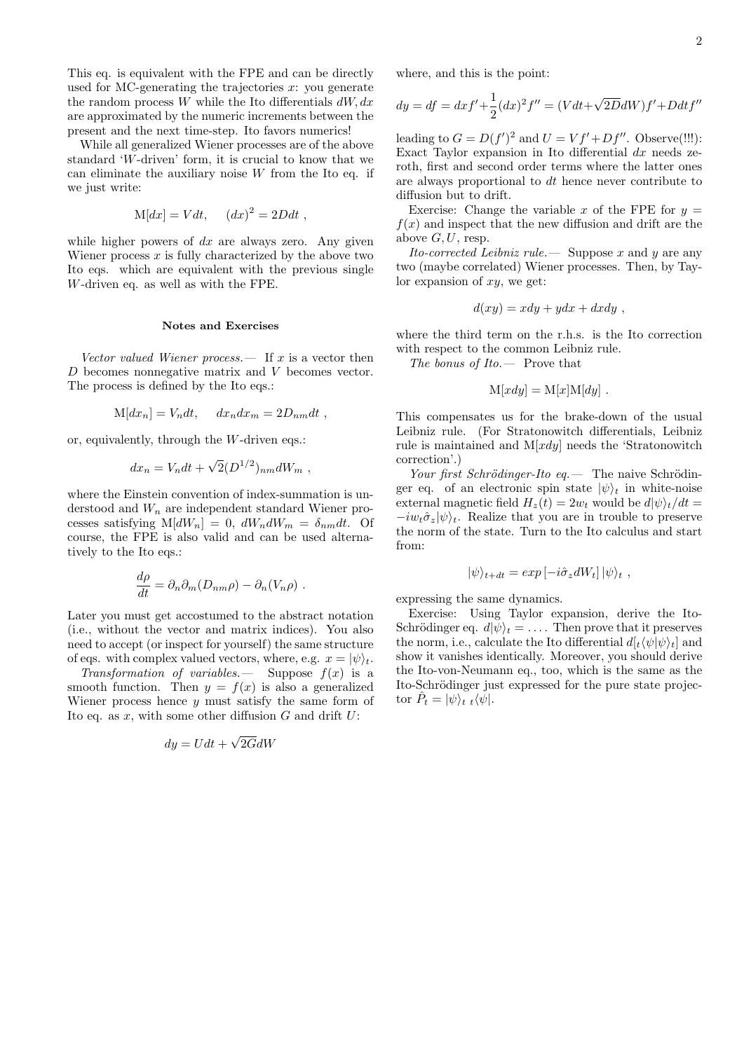This eq. is equivalent with the FPE and can be directly used for MC-generating the trajectories $x$: you generate the random process $W$ while the Ito differentials $dW, dx$ are approximated by the numeric increments between the present and the next time-step. Ito favors numerics!

While all generalized Wiener processes are of the above standard '$W$-driven' form, it is crucial to know that we can eliminate the auxiliary noise $W$ from the Ito eq. if we just write:

$$\mathrm{M}[dx] = Vdt, \quad (dx)^2 = 2Ddt \ ,$$

while higher powers of $dx$ are always zero. Any given Wiener process $x$ is fully characterized by the above two Ito eqs. which are equivalent with the previous single $W$-driven eq. as well as with the FPE.

### Notes and Exercises

*Vector valued Wiener process.—* If $x$ is a vector then $D$ becomes nonnegative matrix and $V$ becomes vector. The process is defined by the Ito eqs.:

$$\mathrm{M}[dx_n] = V_n dt, \quad dx_n dx_m = 2D_{nm} dt \ ,$$

or, equivalently, through the $W$-driven eqs.:

$$dx_n = V_n dt + \sqrt{2}(D^{1/2})_{nm} dW_m \ ,$$

where the Einstein convention of index-summation is understood and $W_n$ are independent standard Wiener processes satisfying $\mathrm{M}[dW_n] = 0$, $dW_n dW_m = \delta_{nm} dt$. Of course, the FPE is also valid and can be used alternatively to the Ito eqs.:

$$\frac{d\rho}{dt} = \partial_n \partial_m (D_{nm}\rho) - \partial_n (V_n \rho) \ .$$

Later you must get accostumed to the abstract notation (i.e., without the vector and matrix indices). You also need to accept (or inspect for yourself) the same structure of eqs. with complex valued vectors, where, e.g. $x = |\psi\rangle_t$.

*Transformation of variables.—* Suppose $f(x)$ is a smooth function. Then $y = f(x)$ is also a generalized Wiener process hence $y$ must satisfy the same form of Ito eq. as $x$, with some other diffusion $G$ and drift $U$:

$$dy = Udt + \sqrt{2G}dW$$

where, and this is the point:

$$dy = df = dxf' + \frac{1}{2}(dx)^2 f'' = (Vdt + \sqrt{2D}dW)f' + Ddtf''$$

leading to $G = D(f')^2$ and $U = Vf' + Df''$. Observe(!!!): Exact Taylor expansion in Ito differential $dx$ needs zeroth, first and second order terms where the latter ones are always proportional to $dt$ hence never contribute to diffusion but to drift.

Exercise: Change the variable $x$ of the FPE for $y = f(x)$ and inspect that the new diffusion and drift are the above $G, U$, resp.

*Ito-corrected Leibniz rule.—* Suppose $x$ and $y$ are any two (maybe correlated) Wiener processes. Then, by Taylor expansion of $xy$, we get:

$$d(xy) = xdy + ydx + dxdy \ ,$$

where the third term on the r.h.s. is the Ito correction with respect to the common Leibniz rule.

*The bonus of Ito.—* Prove that

$$\mathrm{M}[xdy] = \mathrm{M}[x]\mathrm{M}[dy] \ .$$

This compensates us for the brake-down of the usual Leibniz rule. (For Stratonowitch differentials, Leibniz rule is maintained and $\mathrm{M}[xdy]$ needs the 'Stratonowitch correction'.)

*Your first Schrödinger-Ito eq.—* The naive Schrödinger eq. of an electronic spin state $|\psi\rangle_t$ in white-noise external magnetic field $H_z(t) = 2w_t$ would be $d|\psi\rangle_t/dt = -iw_t\hat{\sigma}_z|\psi\rangle_t$. Realize that you are in trouble to preserve the norm of the state. Turn to the Ito calculus and start from:

$$|\psi\rangle_{t+dt} = exp\left[-i\hat{\sigma}_z dW_t\right]|\psi\rangle_t \ ,$$

expressing the same dynamics.

Exercise: Using Taylor expansion, derive the Ito-Schrödinger eq. $d|\psi\rangle_t = \dots$. Then prove that it preserves the norm, i.e., calculate the Ito differential $d[{}_t\langle\psi|\psi\rangle_t]$ and show it vanishes identically. Moreover, you should derive the Ito-von-Neumann eq., too, which is the same as the Ito-Schrödinger just expressed for the pure state projector $\hat{P}_t = |\psi\rangle_t \, {}_t\langle\psi|$.